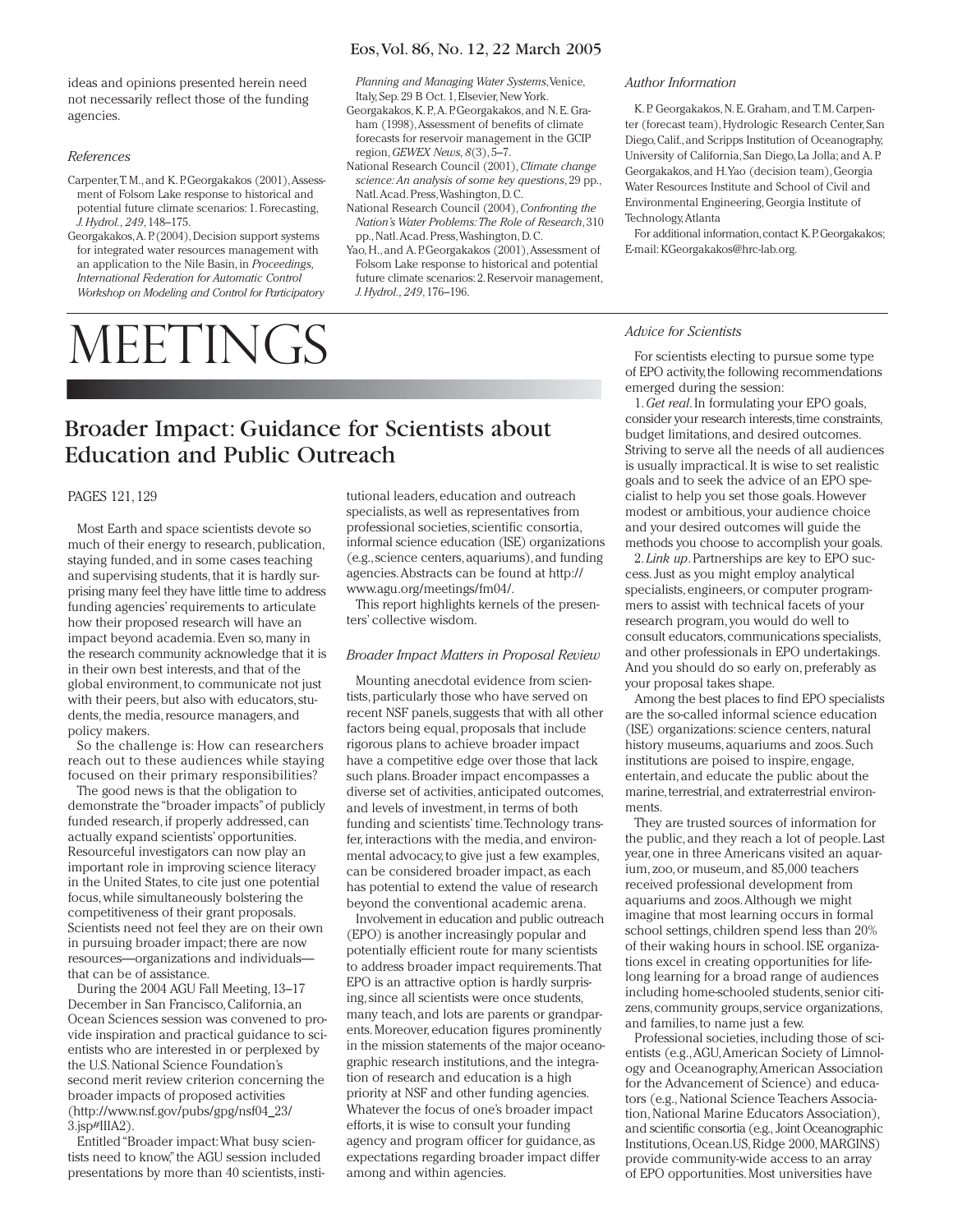ideas and opinions presented herein need not necessarily reflect those of the funding agencies.

### References

Carpenter, T. M., and K. P. Georgakakos (2001), Assessment of Folsom Lake response to historical and potential future climate scenarios: 1. Forecasting, *J. Hydrol., 249*, 148–175.

Georgakakos, A. P. (2004), Decision support systems for integrated water resources management with an application to the Nile Basin, in *Proceedings, International Federation for Automatic Control Workshop on Modeling and Control for Participatory Planning and Managing Water Systems*, Venice, Italy, Sep. 29 B Oct. 1, Elsevier, New York.

Georgakakos, K. P., A. P. Georgakakos, and N. E. Graham (1998), Assessment of benefits of climate forecasts for reservoir management in the GCIP region, *GEWEX News, 8*(3), 5–7.

National Research Council (2001), *Climate change science: An analysis of some key questions*, 29 pp., Natl. Acad. Press, Washington, D. C.

National Research Council (2004), *Confronting the Nation's Water Problems: The Role of Research*, 310 pp., Natl. Acad. Press, Washington, D. C.

Yao, H., and A. P. Georgakakos (2001), Assessment of Folsom Lake response to historical and potential future climate scenarios: 2. Reservoir management, *J. Hydrol., 249*, 176–196.

### Author Information

K. P. Georgakakos, N. E. Graham, and T. M. Carpenter (forecast team), Hydrologic Research Center, San Diego, Calif., and Scripps Institution of Oceanography, University of California, San Diego, La Jolla; and A. P. Georgakakos, and H. Yao (decision team), Georgia Water Resources Institute and School of Civil and Environmental Engineering, Georgia Institute of Technology, Atlanta

For additional information, contact K. P. Georgakakos; E-mail: KGeorgakakos@hrc-lab.org.

# MEETINGS

## Broader Impact: Guidance for Scientists about Education and Public Outreach

PAGES 121, 129

Most Earth and space scientists devote so much of their energy to research, publication, staying funded, and in some cases teaching and supervising students, that it is hardly surprising many feel they have little time to address funding agencies' requirements to articulate how their proposed research will have an impact beyond academia. Even so, many in the research community acknowledge that it is in their own best interests, and that of the global environment, to communicate not just with their peers, but also with educators, students, the media, resource managers, and policy makers.

So the challenge is: How can researchers reach out to these audiences while staying focused on their primary responsibilities?

The good news is that the obligation to demonstrate the "broader impacts" of publicly funded research, if properly addressed, can actually expand scientists' opportunities. Resourceful investigators can now play an important role in improving science literacy in the United States, to cite just one potential focus, while simultaneously bolstering the competitiveness of their grant proposals. Scientists need not feel they are on their own in pursuing broader impact; there are now resources—organizations and individuals—that can be of assistance.

During the 2004 AGU Fall Meeting, 13–17 December in San Francisco, California, an Ocean Sciences session was convened to provide inspiration and practical guidance to scientists who are interested in or perplexed by the U.S. National Science Foundation's second merit review criterion concerning the broader impacts of proposed activities (http://www.nsf.gov/pubs/gpg/nsf04_23/3.jsp#IIIA2).

Entitled "Broader impact: What busy scientists need to know," the AGU session included presentations by more than 40 scientists, institutional leaders, education and outreach specialists, as well as representatives from professional societies, scientific consortia, informal science education (ISE) organizations (e.g., science centers, aquariums), and funding agencies. Abstracts can be found at http://www.agu.org/meetings/fm04/.

This report highlights kernels of the presenters' collective wisdom.

### Broader Impact Matters in Proposal Review

Mounting anecdotal evidence from scientists, particularly those who have served on recent NSF panels, suggests that with all other factors being equal, proposals that include rigorous plans to achieve broader impact have a competitive edge over those that lack such plans. Broader impact encompasses a diverse set of activities, anticipated outcomes, and levels of investment, in terms of both funding and scientists' time. Technology transfer, interactions with the media, and environmental advocacy, to give just a few examples, can be considered broader impact, as each has potential to extend the value of research beyond the conventional academic arena.

Involvement in education and public outreach (EPO) is another increasingly popular and potentially efficient route for many scientists to address broader impact requirements. That EPO is an attractive option is hardly surprising, since all scientists were once students, many teach, and lots are parents or grandparents. Moreover, education figures prominently in the mission statements of the major oceanographic research institutions, and the integration of research and education is a high priority at NSF and other funding agencies. Whatever the focus of one's broader impact efforts, it is wise to consult your funding agency and program officer for guidance, as expectations regarding broader impact differ among and within agencies.

### Advice for Scientists

For scientists electing to pursue some type of EPO activity, the following recommendations emerged during the session:

1. *Get real.* In formulating your EPO goals, consider your research interests, time constraints, budget limitations, and desired outcomes. Striving to serve all the needs of all audiences is usually impractical. It is wise to set realistic goals and to seek the advice of an EPO specialist to help you set those goals. However modest or ambitious, your audience choice and your desired outcomes will guide the methods you choose to accomplish your goals.

2. *Link up.* Partnerships are key to EPO success. Just as you might employ analytical specialists, engineers, or computer programmers to assist with technical facets of your research program, you would do well to consult educators, communications specialists, and other professionals in EPO undertakings. And you should do so early on, preferably as your proposal takes shape.

Among the best places to find EPO specialists are the so-called informal science education (ISE) organizations: science centers, natural history museums, aquariums and zoos. Such institutions are poised to inspire, engage, entertain, and educate the public about the marine, terrestrial, and extraterrestrial environments.

They are trusted sources of information for the public, and they reach a lot of people. Last year, one in three Americans visited an aquarium, zoo, or museum, and 85,000 teachers received professional development from aquariums and zoos. Although we might imagine that most learning occurs in formal school settings, children spend less than 20% of their waking hours in school. ISE organizations excel in creating opportunities for lifelong learning for a broad range of audiences including home-schooled students, senior citizens, community groups, service organizations, and families, to name just a few.

Professional societies, including those of scientists (e.g., AGU, American Society of Limnology and Oceanography, American Association for the Advancement of Science) and educators (e.g., National Science Teachers Association, National Marine Educators Association), and scientific consortia (e.g., Joint Oceanographic Institutions, Ocean.US, Ridge 2000, MARGINS) provide community-wide access to an array of EPO opportunities. Most universities have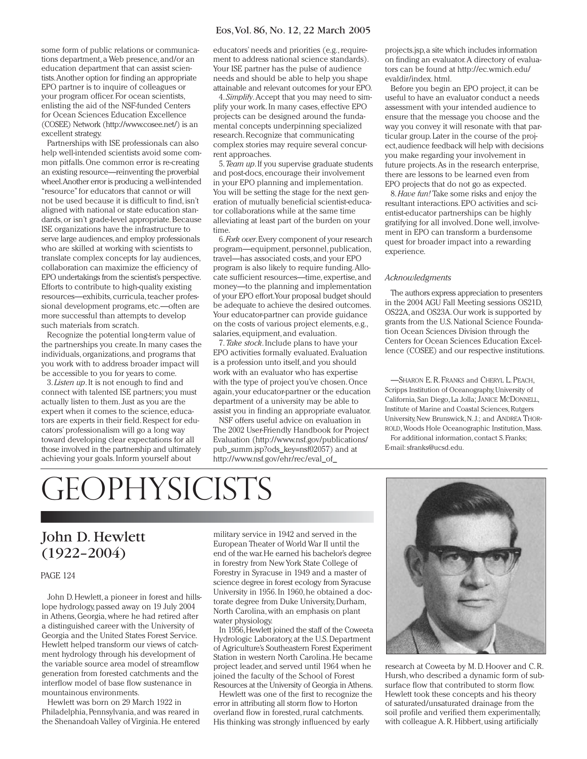some form of public relations or communications department, a Web presence, and/or an education department that can assist scientists. Another option for finding an appropriate EPO partner is to inquire of colleagues or your program officer. For ocean scientists, enlisting the aid of the NSF-funded Centers for Ocean Sciences Education Excellence (COSEE) Network (http://www.cosee.net/) is an excellent strategy.

Partnerships with ISE professionals can also help well-intended scientists avoid some common pitfalls. One common error is re-creating an existing resource—reinventing the proverbial wheel. Another error is producing a well-intended "resource" for educators that cannot or will not be used because it is difficult to find, isn't aligned with national or state education standards, or isn't grade-level appropriate. Because ISE organizations have the infrastructure to serve large audiences, and employ professionals who are skilled at working with scientists to translate complex concepts for lay audiences, collaboration can maximize the efficiency of EPO undertakings from the scientist's perspective. Efforts to contribute to high-quality existing resources—exhibits, curricula, teacher professional development programs, etc.—often are more successful than attempts to develop such materials from scratch.

Recognize the potential long-term value of the partnerships you create. In many cases the individuals, organizations, and programs that you work with to address broader impact will be accessible to you for years to come.

3. *Listen up.* It is not enough to find and connect with talented ISE partners; you must actually listen to them. Just as you are the expert when it comes to the science, educators are experts in their field. Respect for educators' professionalism will go a long way toward developing clear expectations for all those involved in the partnership and ultimately achieving your goals. Inform yourself about educators' needs and priorities (e.g., requirement to address national science standards). Your ISE partner has the pulse of audience needs and should be able to help you shape attainable and relevant outcomes for your EPO.

4. *Simplify.* Accept that you may need to simplify your work. In many cases, effective EPO projects can be designed around the fundamental concepts underpinning specialized research. Recognize that communicating complex stories may require several concurrent approaches.

5. *Team up.* If you supervise graduate students and post-docs, encourage their involvement in your EPO planning and implementation. You will be setting the stage for the next generation of mutually beneficial scientist-educator collaborations while at the same time alleviating at least part of the burden on your time.

6. *Fork over.* Every component of your research program—equipment, personnel, publication, travel—has associated costs, and your EPO program is also likely to require funding. Allocate sufficient resources—time, expertise, and money—to the planning and implementation of your EPO effort. Your proposal budget should be adequate to achieve the desired outcomes. Your educator-partner can provide guidance on the costs of various project elements, e.g., salaries, equipment, and evaluation.

7. *Take stock.* Include plans to have your EPO activities formally evaluated. Evaluation is a profession unto itself, and you should work with an evaluator who has expertise with the type of project you've chosen. Once again, your educator-partner or the education department of a university may be able to assist you in finding an appropriate evaluator.

NSF offers useful advice on evaluation in The 2002 User-Friendly Handbook for Project Evaluation (http://www.nsf.gov/publications/pub_summ.jsp?ods_key=nsf02057) and at http://www.nsf.gov/ehr/rec/eval_of_projects.jsp, a site which includes information on finding an evaluator. A directory of evaluators can be found at http://ec.wmich.edu/evaldir/index.html.

Before you begin an EPO project, it can be useful to have an evaluator conduct a needs assessment with your intended audience to ensure that the message you choose and the way you convey it will resonate with that particular group. Later in the course of the project, audience feedback will help with decisions you make regarding your involvement in future projects. As in the research enterprise, there are lessons to be learned even from EPO projects that do not go as expected.

8. *Have fun!* Take some risks and enjoy the resultant interactions. EPO activities and scientist-educator partnerships can be highly gratifying for all involved. Done well, involvement in EPO can transform a burdensome quest for broader impact into a rewarding experience.

### *Acknowledgments*

The authors express appreciation to presenters in the 2004 AGU Fall Meeting sessions OS21D, OS22A, and OS23A. Our work is supported by grants from the U.S. National Science Foundation Ocean Sciences Division through the Centers for Ocean Sciences Education Excellence (COSEE) and our respective institutions.

—SHARON E. R. FRANKS and CHERYL L. PEACH, Scripps Institution of Oceanography, University of California, San Diego, La Jolla; JANICE MCDONNELL, Institute of Marine and Coastal Sciences, Rutgers University, New Brunswick, N. J.; and ANDREA THORROLD, Woods Hole Oceanographic Institution, Mass.

For additional information, contact S. Franks; E-mail: sfranks@ucsd.edu.

# GEOPHYSICISTS

## John D. Hewlett (1922–2004)

PAGE 124

John D. Hewlett, a pioneer in forest and hillslope hydrology, passed away on 19 July 2004 in Athens, Georgia, where he had retired after a distinguished career with the University of Georgia and the United States Forest Service. Hewlett helped transform our views of catchment hydrology through his development of the variable source area model of streamflow generation from forested catchments and the interflow model of base flow sustenance in mountainous environments.

Hewlett was born on 29 March 1922 in Philadelphia, Pennsylvania, and was reared in the Shenandoah Valley of Virginia. He entered military service in 1942 and served in the European Theater of World War II until the end of the war. He earned his bachelor's degree in forestry from New York State College of Forestry in Syracuse in 1949 and a master of science degree in forest ecology from Syracuse University in 1956. In 1960, he obtained a doctorate degree from Duke University, Durham, North Carolina, with an emphasis on plant water physiology.

In 1956, Hewlett joined the staff of the Coweeta Hydrologic Laboratory, at the U.S. Department of Agriculture's Southeastern Forest Experiment Station in western North Carolina. He became project leader, and served until 1964 when he joined the faculty of the School of Forest Resources at the University of Georgia in Athens.

Hewlett was one of the first to recognize the error in attributing all storm flow to Horton overland flow in forested, rural catchments. His thinking was strongly influenced by early research at Coweeta by M. D. Hoover and C. R. Hursh, who described a dynamic form of subsurface flow that contributed to storm flow. Hewlett took these concepts and his theory of saturated/unsaturated drainage from the soil profile and verified them experimentally, with colleague A. R. Hibbert, using artificially